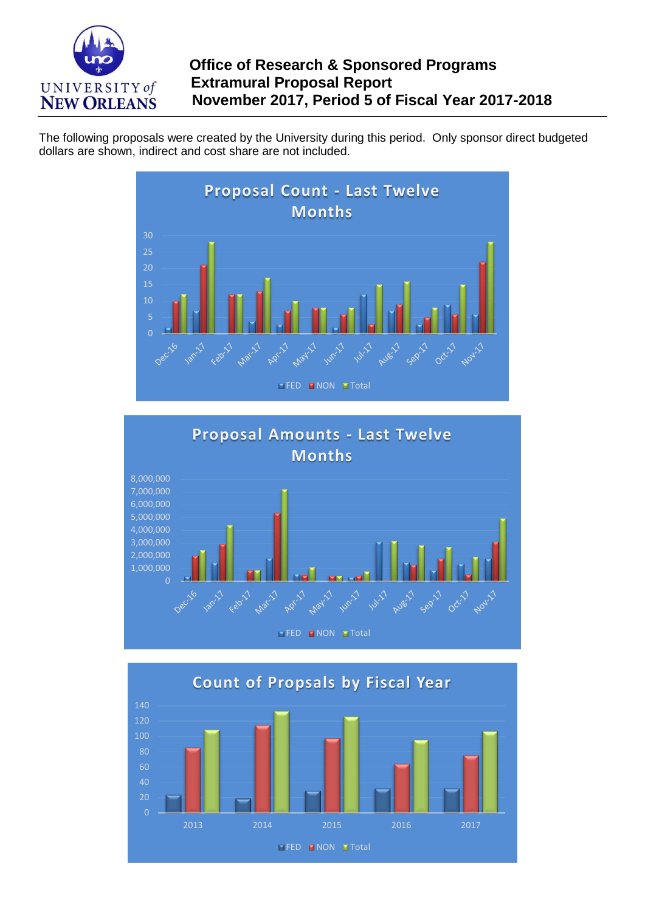UNIVERSITY of NEW ORLEANS

# Office of Research & Sponsored Programs
## Extramural Proposal Report
## November 2017, Period 5 of Fiscal Year 2017-2018

The following proposals were created by the University during this period. Only sponsor direct budgeted dollars are shown, indirect and cost share are not included.

**Proposal Count - Last Twelve Months**

**Proposal Amounts - Last Twelve Months**

**Count of Propsals by Fiscal Year**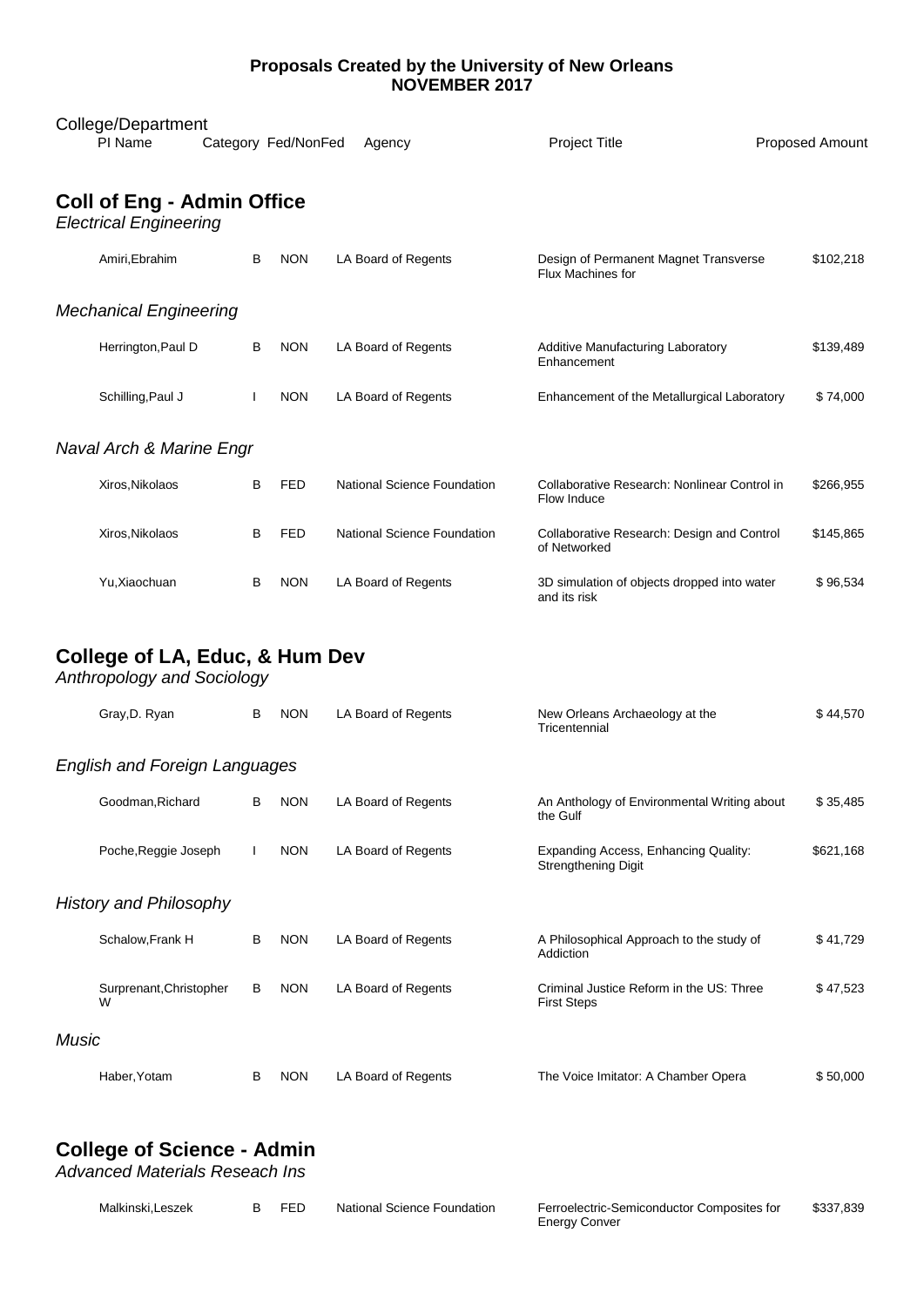# Proposals Created by the University of New Orleans
## NOVEMBER 2017

| College/Department PI Name | Category | Fed/NonFed | Agency | Project Title | Proposed Amount |
|---|---|---|---|---|---|
| **Coll of Eng - Admin Office** | | | | | |
| *Electrical Engineering* | | | | | |
| Amiri,Ebrahim | B | NON | LA Board of Regents | Design of Permanent Magnet Transverse Flux Machines for | $102,218 |
| *Mechanical Engineering* | | | | | |
| Herrington,Paul D | B | NON | LA Board of Regents | Additive Manufacturing Laboratory Enhancement | $139,489 |
| Schilling,Paul J | I | NON | LA Board of Regents | Enhancement of the Metallurgical Laboratory | $ 74,000 |
| *Naval Arch & Marine Engr* | | | | | |
| Xiros,Nikolaos | B | FED | National Science Foundation | Collaborative Research: Nonlinear Control in Flow Induce | $266,955 |
| Xiros,Nikolaos | B | FED | National Science Foundation | Collaborative Research: Design and Control of Networked | $145,865 |
| Yu,Xiaochuan | B | NON | LA Board of Regents | 3D simulation of objects dropped into water and its risk | $ 96,534 |
| **College of LA, Educ, & Hum Dev** | | | | | |
| *Anthropology and Sociology* | | | | | |
| Gray,D. Ryan | B | NON | LA Board of Regents | New Orleans Archaeology at the Tricentennial | $ 44,570 |
| *English and Foreign Languages* | | | | | |
| Goodman,Richard | B | NON | LA Board of Regents | An Anthology of Environmental Writing about the Gulf | $ 35,485 |
| Poche,Reggie Joseph | I | NON | LA Board of Regents | Expanding Access, Enhancing Quality: Strengthening Digit | $621,168 |
| *History and Philosophy* | | | | | |
| Schalow,Frank H | B | NON | LA Board of Regents | A Philosophical Approach to the study of Addiction | $ 41,729 |
| Surprenant,Christopher W | B | NON | LA Board of Regents | Criminal Justice Reform in the US: Three First Steps | $ 47,523 |
| *Music* | | | | | |
| Haber,Yotam | B | NON | LA Board of Regents | The Voice Imitator: A Chamber Opera | $ 50,000 |
| **College of Science - Admin** | | | | | |
| *Advanced Materials Reseach Ins* | | | | | |
| Malkinski,Leszek | B | FED | National Science Foundation | Ferroelectric-Semiconductor Composites for Energy Conver | $337,839 |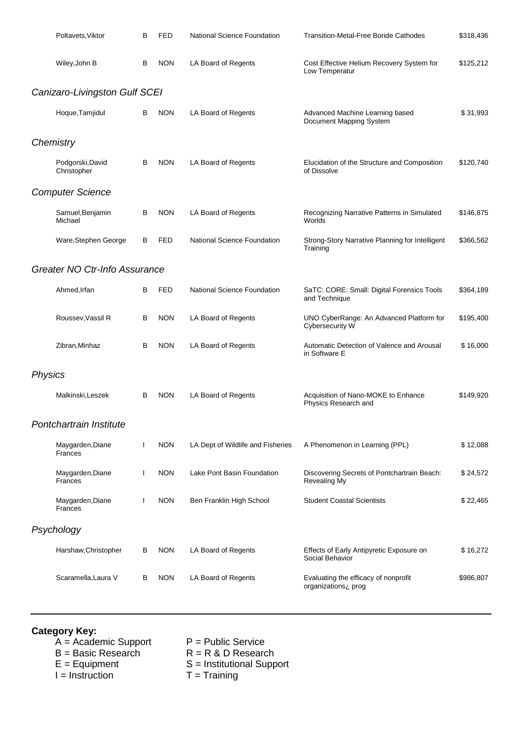| | | | | | |
|---|---|---|---|---|---|
| Poltavets,Viktor | B | FED | National Science Foundation | Transition-Metal-Free Boride Cathodes | $318,436 |
| Wiley,John B | B | NON | LA Board of Regents | Cost Effective Helium Recovery System for Low Temperatur | $125,212 |

### *Canizaro-Livingston Gulf SCEI*

| | | | | | |
|---|---|---|---|---|---|
| Hoque,Tamjidul | B | NON | LA Board of Regents | Advanced Machine Learning based Document Mapping System | $ 31,993 |

### *Chemistry*

| | | | | | |
|---|---|---|---|---|---|
| Podgorski,David Christopher | B | NON | LA Board of Regents | Elucidation of the Structure and Composition of Dissolve | $120,740 |

### *Computer Science*

| | | | | | |
|---|---|---|---|---|---|
| Samuel,Benjamin Michael | B | NON | LA Board of Regents | Recognizing Narrative Patterns in Simulated Worlds | $146,875 |
| Ware,Stephen George | B | FED | National Science Foundation | Strong-Story Narrative Planning for Intelligent Training | $366,562 |

### *Greater NO Ctr-Info Assurance*

| | | | | | |
|---|---|---|---|---|---|
| Ahmed,Irfan | B | FED | National Science Foundation | SaTC: CORE: Small: Digital Forensics Tools and Technique | $364,189 |
| Roussev,Vassil R | B | NON | LA Board of Regents | UNO CyberRange: An Advanced Platform for Cybersecurity W | $195,400 |
| Zibran,Minhaz | B | NON | LA Board of Regents | Automatic Detection of Valence and Arousal in Software E | $ 16,000 |

### *Physics*

| | | | | | |
|---|---|---|---|---|---|
| Malkinski,Leszek | B | NON | LA Board of Regents | Acquisition of Nano-MOKE to Enhance Physics Research and | $149,920 |

### *Pontchartrain Institute*

| | | | | | |
|---|---|---|---|---|---|
| Maygarden,Diane Frances | I | NON | LA Dept of Wildlife and Fisheries | A Phenomenon in Learning (PPL) | $ 12,088 |
| Maygarden,Diane Frances | I | NON | Lake Pont Basin Foundation | Discovering Secrets of Pontchartrain Beach: Revealing My | $ 24,572 |
| Maygarden,Diane Frances | I | NON | Ben Franklin High School | Student Coastal Scientists | $ 22,465 |

### *Psychology*

| | | | | | |
|---|---|---|---|---|---|
| Harshaw,Christopher | B | NON | LA Board of Regents | Effects of Early Antipyretic Exposure on Social Behavior | $ 16,272 |
| Scaramella,Laura V | B | NON | LA Board of Regents | Evaluating the efficacy of nonprofit organizations¿ prog | $986,807 |

---

**Category Key:**

- A = Academic Support
- B = Basic Research
- E = Equipment
- I = Instruction
- P = Public Service
- R = R & D Research
- S = Institutional Support
- T = Training